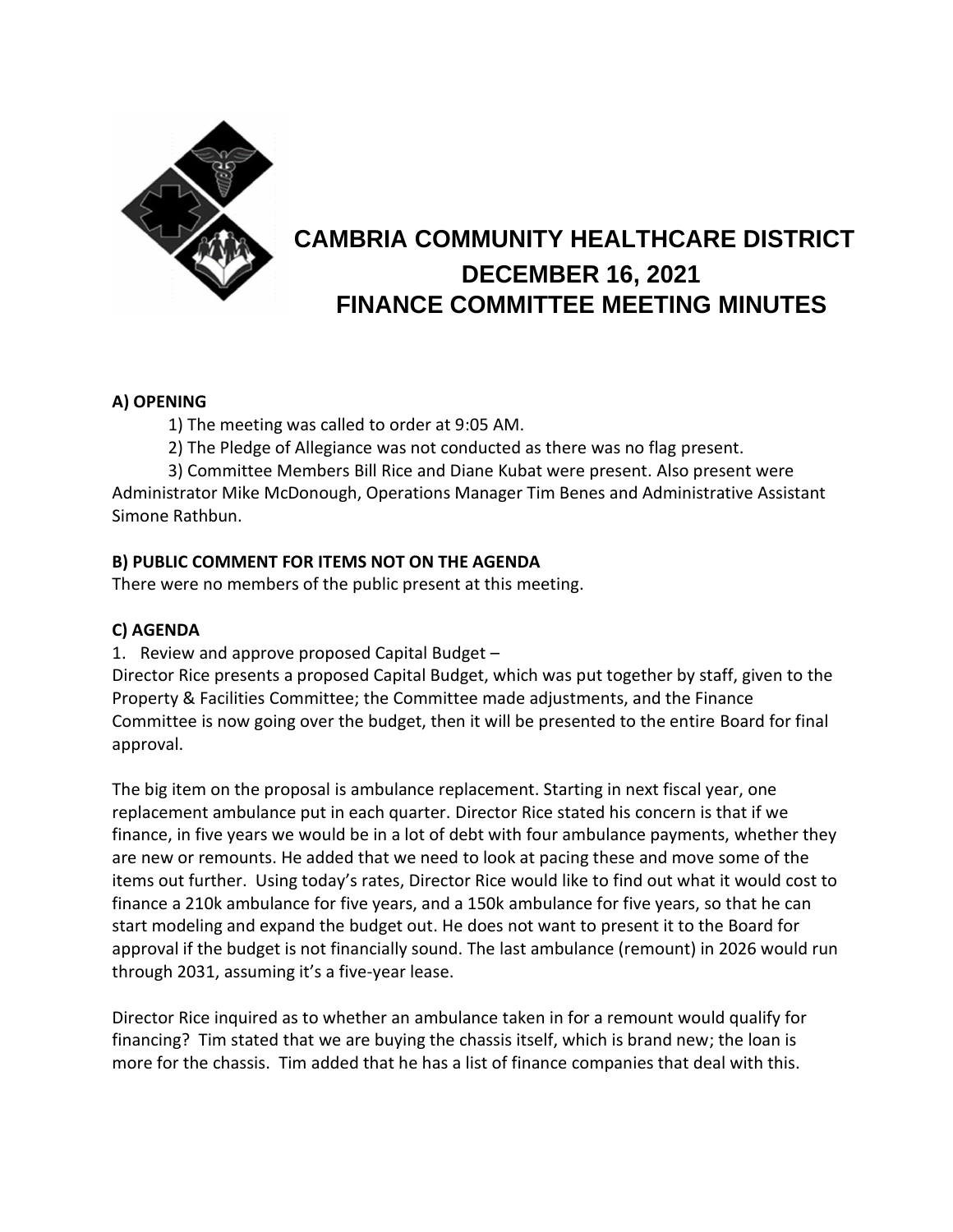# CAMBRIA COMMUNITY HEALTHCARE DISTRICT

## DECEMBER 16, 2021
## FINANCE COMMITTEE MEETING MINUTES

**A) OPENING**

1) The meeting was called to order at 9:05 AM.

2) The Pledge of Allegiance was not conducted as there was no flag present.

3) Committee Members Bill Rice and Diane Kubat were present. Also present were Administrator Mike McDonough, Operations Manager Tim Benes and Administrative Assistant Simone Rathbun.

**B) PUBLIC COMMENT FOR ITEMS NOT ON THE AGENDA**

There were no members of the public present at this meeting.

**C) AGENDA**

1. Review and approve proposed Capital Budget –

Director Rice presents a proposed Capital Budget, which was put together by staff, given to the Property & Facilities Committee; the Committee made adjustments, and the Finance Committee is now going over the budget, then it will be presented to the entire Board for final approval.

The big item on the proposal is ambulance replacement. Starting in next fiscal year, one replacement ambulance put in each quarter. Director Rice stated his concern is that if we finance, in five years we would be in a lot of debt with four ambulance payments, whether they are new or remounts. He added that we need to look at pacing these and move some of the items out further. Using today's rates, Director Rice would like to find out what it would cost to finance a 210k ambulance for five years, and a 150k ambulance for five years, so that he can start modeling and expand the budget out. He does not want to present it to the Board for approval if the budget is not financially sound. The last ambulance (remount) in 2026 would run through 2031, assuming it's a five-year lease.

Director Rice inquired as to whether an ambulance taken in for a remount would qualify for financing? Tim stated that we are buying the chassis itself, which is brand new; the loan is more for the chassis. Tim added that he has a list of finance companies that deal with this.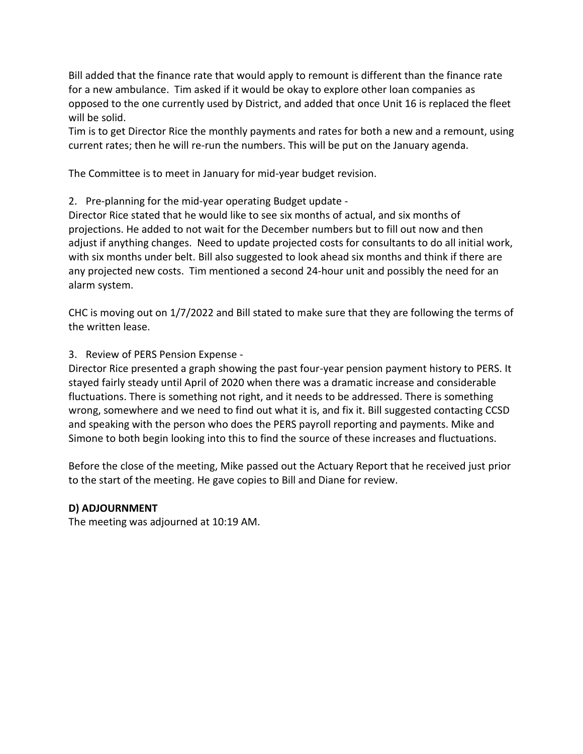Bill added that the finance rate that would apply to remount is different than the finance rate for a new ambulance. Tim asked if it would be okay to explore other loan companies as opposed to the one currently used by District, and added that once Unit 16 is replaced the fleet will be solid.
Tim is to get Director Rice the monthly payments and rates for both a new and a remount, using current rates; then he will re-run the numbers. This will be put on the January agenda.

The Committee is to meet in January for mid-year budget revision.

2. Pre-planning for the mid-year operating Budget update -
Director Rice stated that he would like to see six months of actual, and six months of projections. He added to not wait for the December numbers but to fill out now and then adjust if anything changes. Need to update projected costs for consultants to do all initial work, with six months under belt. Bill also suggested to look ahead six months and think if there are any projected new costs. Tim mentioned a second 24-hour unit and possibly the need for an alarm system.

CHC is moving out on 1/7/2022 and Bill stated to make sure that they are following the terms of the written lease.

3. Review of PERS Pension Expense -
Director Rice presented a graph showing the past four-year pension payment history to PERS. It stayed fairly steady until April of 2020 when there was a dramatic increase and considerable fluctuations. There is something not right, and it needs to be addressed. There is something wrong, somewhere and we need to find out what it is, and fix it. Bill suggested contacting CCSD and speaking with the person who does the PERS payroll reporting and payments. Mike and Simone to both begin looking into this to find the source of these increases and fluctuations.

Before the close of the meeting, Mike passed out the Actuary Report that he received just prior to the start of the meeting. He gave copies to Bill and Diane for review.

**D) ADJOURNMENT**
The meeting was adjourned at 10:19 AM.